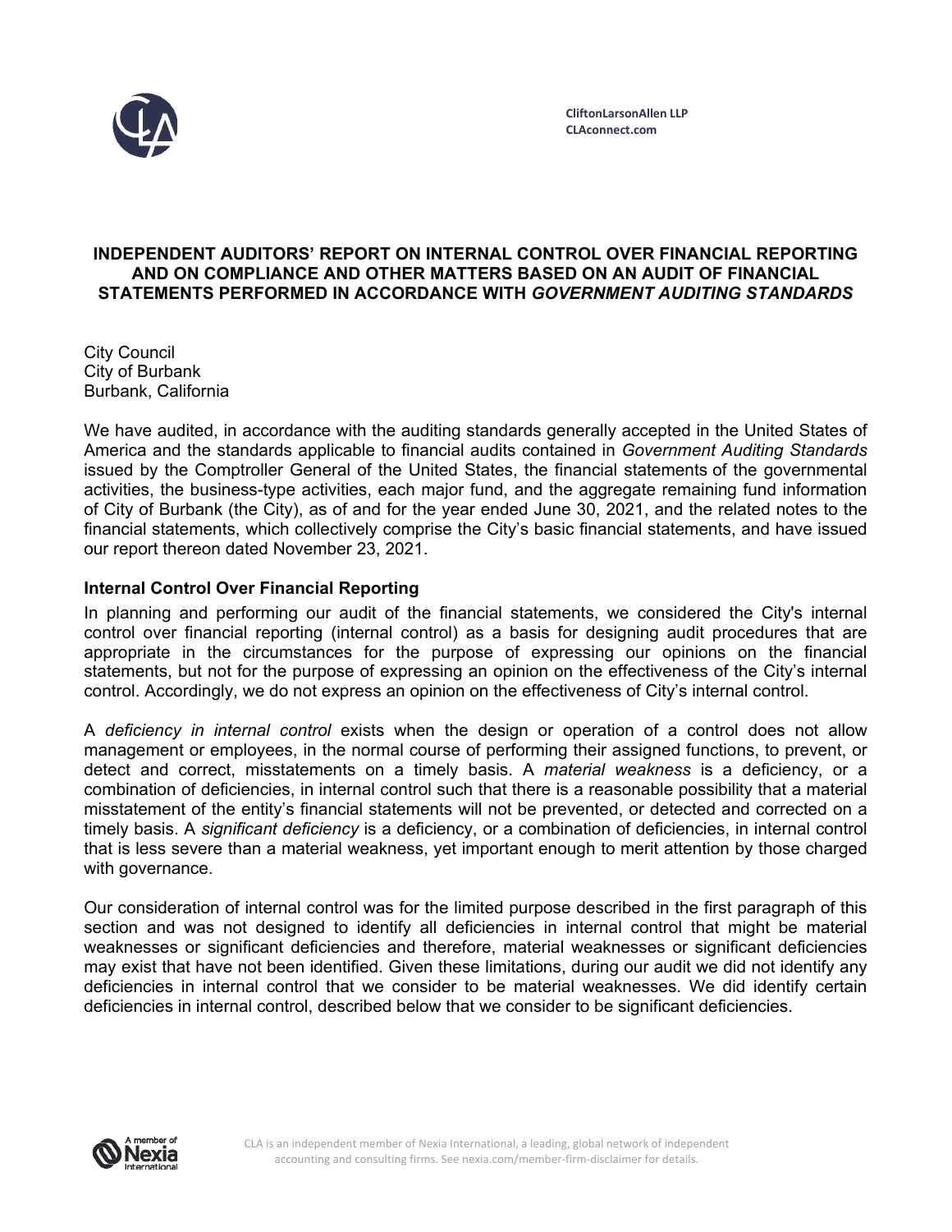CliftonLarsonAllen LLP
CLAconnect.com

# INDEPENDENT AUDITORS' REPORT ON INTERNAL CONTROL OVER FINANCIAL REPORTING AND ON COMPLIANCE AND OTHER MATTERS BASED ON AN AUDIT OF FINANCIAL STATEMENTS PERFORMED IN ACCORDANCE WITH *GOVERNMENT AUDITING STANDARDS*

City Council
City of Burbank
Burbank, California

We have audited, in accordance with the auditing standards generally accepted in the United States of America and the standards applicable to financial audits contained in *Government Auditing Standards* issued by the Comptroller General of the United States, the financial statements of the governmental activities, the business-type activities, each major fund, and the aggregate remaining fund information of City of Burbank (the City), as of and for the year ended June 30, 2021, and the related notes to the financial statements, which collectively comprise the City's basic financial statements, and have issued our report thereon dated November 23, 2021.

## Internal Control Over Financial Reporting

In planning and performing our audit of the financial statements, we considered the City's internal control over financial reporting (internal control) as a basis for designing audit procedures that are appropriate in the circumstances for the purpose of expressing our opinions on the financial statements, but not for the purpose of expressing an opinion on the effectiveness of the City's internal control. Accordingly, we do not express an opinion on the effectiveness of City's internal control.

A *deficiency in internal control* exists when the design or operation of a control does not allow management or employees, in the normal course of performing their assigned functions, to prevent, or detect and correct, misstatements on a timely basis. A *material weakness* is a deficiency, or a combination of deficiencies, in internal control such that there is a reasonable possibility that a material misstatement of the entity's financial statements will not be prevented, or detected and corrected on a timely basis. A *significant deficiency* is a deficiency, or a combination of deficiencies, in internal control that is less severe than a material weakness, yet important enough to merit attention by those charged with governance.

Our consideration of internal control was for the limited purpose described in the first paragraph of this section and was not designed to identify all deficiencies in internal control that might be material weaknesses or significant deficiencies and therefore, material weaknesses or significant deficiencies may exist that have not been identified. Given these limitations, during our audit we did not identify any deficiencies in internal control that we consider to be material weaknesses. We did identify certain deficiencies in internal control, described below that we consider to be significant deficiencies.

CLA is an independent member of Nexia International, a leading, global network of independent accounting and consulting firms. See nexia.com/member-firm-disclaimer for details.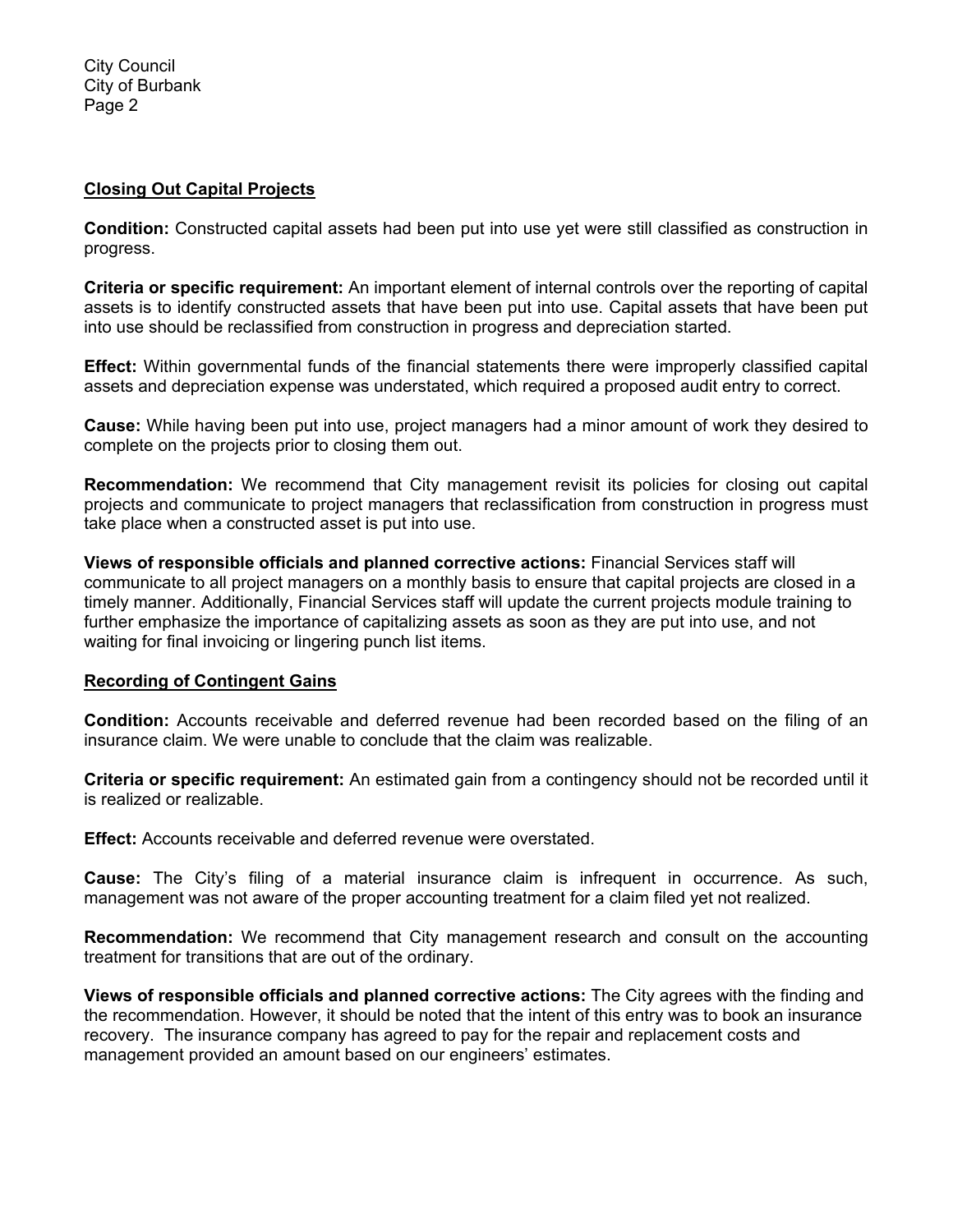## Closing Out Capital Projects

**Condition:** Constructed capital assets had been put into use yet were still classified as construction in progress.

**Criteria or specific requirement:** An important element of internal controls over the reporting of capital assets is to identify constructed assets that have been put into use. Capital assets that have been put into use should be reclassified from construction in progress and depreciation started.

**Effect:** Within governmental funds of the financial statements there were improperly classified capital assets and depreciation expense was understated, which required a proposed audit entry to correct.

**Cause:** While having been put into use, project managers had a minor amount of work they desired to complete on the projects prior to closing them out.

**Recommendation:** We recommend that City management revisit its policies for closing out capital projects and communicate to project managers that reclassification from construction in progress must take place when a constructed asset is put into use.

**Views of responsible officials and planned corrective actions:** Financial Services staff will communicate to all project managers on a monthly basis to ensure that capital projects are closed in a timely manner. Additionally, Financial Services staff will update the current projects module training to further emphasize the importance of capitalizing assets as soon as they are put into use, and not waiting for final invoicing or lingering punch list items.

## Recording of Contingent Gains

**Condition:** Accounts receivable and deferred revenue had been recorded based on the filing of an insurance claim. We were unable to conclude that the claim was realizable.

**Criteria or specific requirement:** An estimated gain from a contingency should not be recorded until it is realized or realizable.

**Effect:** Accounts receivable and deferred revenue were overstated.

**Cause:** The City's filing of a material insurance claim is infrequent in occurrence. As such, management was not aware of the proper accounting treatment for a claim filed yet not realized.

**Recommendation:** We recommend that City management research and consult on the accounting treatment for transitions that are out of the ordinary.

**Views of responsible officials and planned corrective actions:** The City agrees with the finding and the recommendation. However, it should be noted that the intent of this entry was to book an insurance recovery. The insurance company has agreed to pay for the repair and replacement costs and management provided an amount based on our engineers' estimates.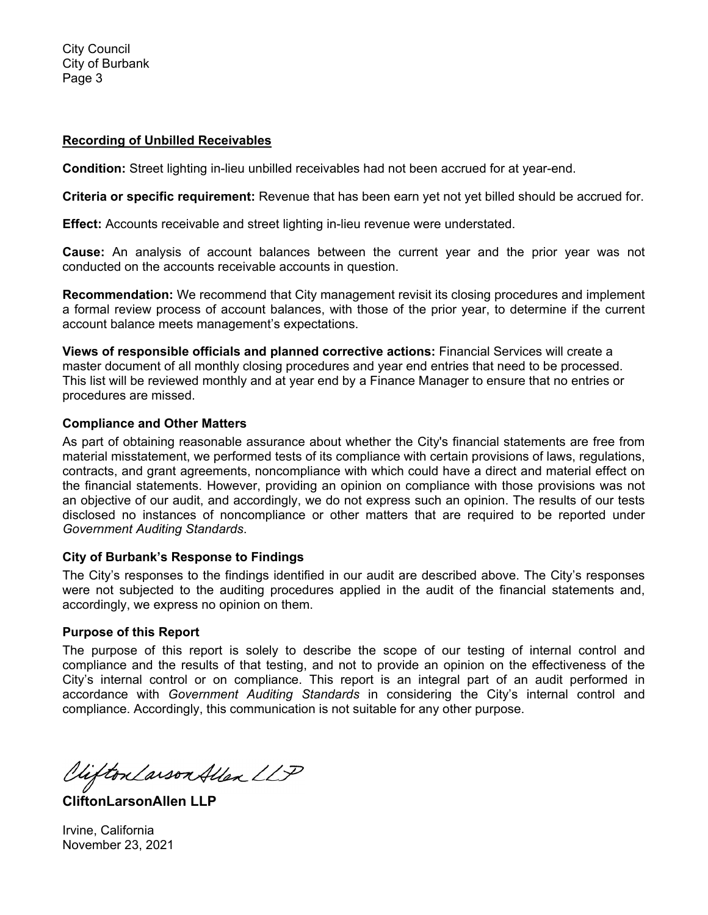**Recording of Unbilled Receivables**

**Condition:** Street lighting in-lieu unbilled receivables had not been accrued for at year-end.

**Criteria or specific requirement:** Revenue that has been earn yet not yet billed should be accrued for.

**Effect:** Accounts receivable and street lighting in-lieu revenue were understated.

**Cause:** An analysis of account balances between the current year and the prior year was not conducted on the accounts receivable accounts in question.

**Recommendation:** We recommend that City management revisit its closing procedures and implement a formal review process of account balances, with those of the prior year, to determine if the current account balance meets management's expectations.

**Views of responsible officials and planned corrective actions:** Financial Services will create a master document of all monthly closing procedures and year end entries that need to be processed. This list will be reviewed monthly and at year end by a Finance Manager to ensure that no entries or procedures are missed.

### Compliance and Other Matters

As part of obtaining reasonable assurance about whether the City's financial statements are free from material misstatement, we performed tests of its compliance with certain provisions of laws, regulations, contracts, and grant agreements, noncompliance with which could have a direct and material effect on the financial statements. However, providing an opinion on compliance with those provisions was not an objective of our audit, and accordingly, we do not express such an opinion. The results of our tests disclosed no instances of noncompliance or other matters that are required to be reported under *Government Auditing Standards*.

### City of Burbank's Response to Findings

The City's responses to the findings identified in our audit are described above. The City's responses were not subjected to the auditing procedures applied in the audit of the financial statements and, accordingly, we express no opinion on them.

### Purpose of this Report

The purpose of this report is solely to describe the scope of our testing of internal control and compliance and the results of that testing, and not to provide an opinion on the effectiveness of the City's internal control or on compliance. This report is an integral part of an audit performed in accordance with *Government Auditing Standards* in considering the City's internal control and compliance. Accordingly, this communication is not suitable for any other purpose.

CliftonLarsonAllen LLP

**CliftonLarsonAllen LLP**

Irvine, California
November 23, 2021